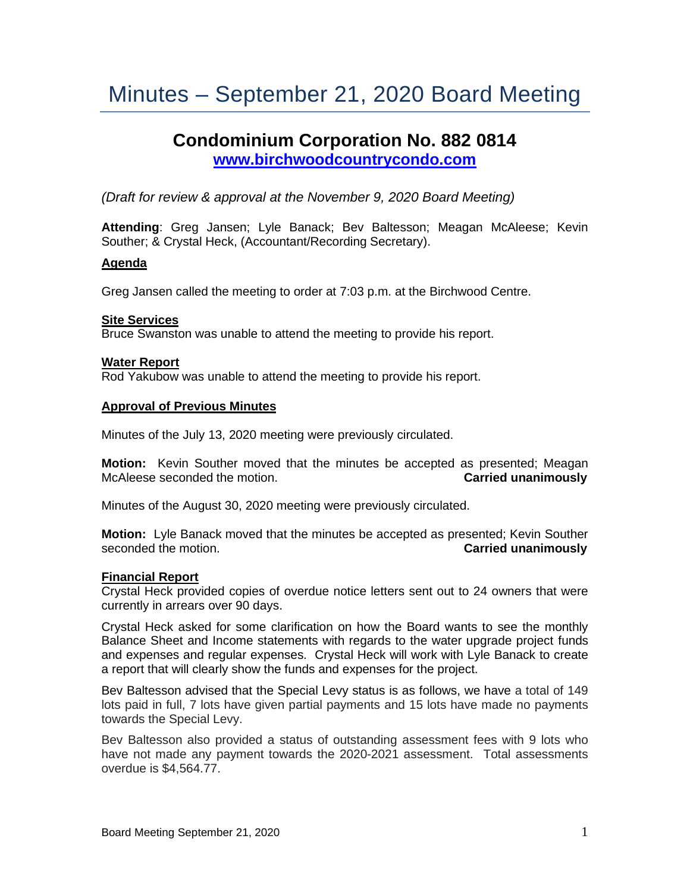# Minutes – September 21, 2020 Board Meeting

## Condominium Corporation No. 882 0814

**www.birchwoodcountrycondo.com**

*(Draft for review & approval at the November 9, 2020 Board Meeting)*

**Attending**: Greg Jansen; Lyle Banack; Bev Baltesson; Meagan McAleese; Kevin Souther; & Crystal Heck, (Accountant/Recording Secretary).

**Agenda**

Greg Jansen called the meeting to order at 7:03 p.m. at the Birchwood Centre.

**Site Services**

Bruce Swanston was unable to attend the meeting to provide his report.

**Water Report**

Rod Yakubow was unable to attend the meeting to provide his report.

**Approval of Previous Minutes**

Minutes of the July 13, 2020 meeting were previously circulated.

**Motion:** Kevin Souther moved that the minutes be accepted as presented; Meagan McAleese seconded the motion. **Carried unanimously**

Minutes of the August 30, 2020 meeting were previously circulated.

**Motion:** Lyle Banack moved that the minutes be accepted as presented; Kevin Souther seconded the motion. **Carried unanimously**

**Financial Report**

Crystal Heck provided copies of overdue notice letters sent out to 24 owners that were currently in arrears over 90 days.

Crystal Heck asked for some clarification on how the Board wants to see the monthly Balance Sheet and Income statements with regards to the water upgrade project funds and expenses and regular expenses. Crystal Heck will work with Lyle Banack to create a report that will clearly show the funds and expenses for the project.

Bev Baltesson advised that the Special Levy status is as follows, we have a total of 149 lots paid in full, 7 lots have given partial payments and 15 lots have made no payments towards the Special Levy.

Bev Baltesson also provided a status of outstanding assessment fees with 9 lots who have not made any payment towards the 2020-2021 assessment. Total assessments overdue is $4,564.77.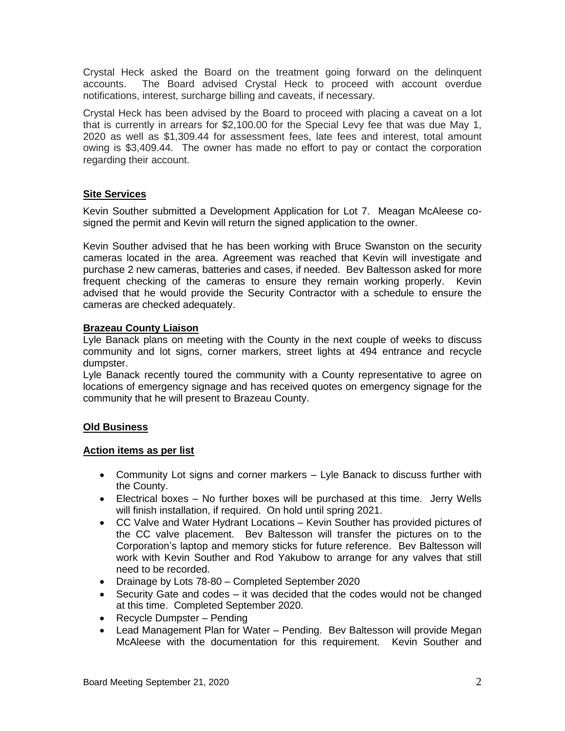Crystal Heck asked the Board on the treatment going forward on the delinquent accounts. The Board advised Crystal Heck to proceed with account overdue notifications, interest, surcharge billing and caveats, if necessary.

Crystal Heck has been advised by the Board to proceed with placing a caveat on a lot that is currently in arrears for $2,100.00 for the Special Levy fee that was due May 1, 2020 as well as $1,309.44 for assessment fees, late fees and interest, total amount owing is $3,409.44. The owner has made no effort to pay or contact the corporation regarding their account.

**Site Services**

Kevin Souther submitted a Development Application for Lot 7. Meagan McAleese co-signed the permit and Kevin will return the signed application to the owner.

Kevin Souther advised that he has been working with Bruce Swanston on the security cameras located in the area. Agreement was reached that Kevin will investigate and purchase 2 new cameras, batteries and cases, if needed. Bev Baltesson asked for more frequent checking of the cameras to ensure they remain working properly. Kevin advised that he would provide the Security Contractor with a schedule to ensure the cameras are checked adequately.

**Brazeau County Liaison**

Lyle Banack plans on meeting with the County in the next couple of weeks to discuss community and lot signs, corner markers, street lights at 494 entrance and recycle dumpster.

Lyle Banack recently toured the community with a County representative to agree on locations of emergency signage and has received quotes on emergency signage for the community that he will present to Brazeau County.

**Old Business**

**Action items as per list**

- Community Lot signs and corner markers – Lyle Banack to discuss further with the County.
- Electrical boxes – No further boxes will be purchased at this time. Jerry Wells will finish installation, if required. On hold until spring 2021.
- CC Valve and Water Hydrant Locations – Kevin Souther has provided pictures of the CC valve placement. Bev Baltesson will transfer the pictures on to the Corporation's laptop and memory sticks for future reference. Bev Baltesson will work with Kevin Souther and Rod Yakubow to arrange for any valves that still need to be recorded.
- Drainage by Lots 78-80 – Completed September 2020
- Security Gate and codes – it was decided that the codes would not be changed at this time. Completed September 2020.
- Recycle Dumpster – Pending
- Lead Management Plan for Water – Pending. Bev Baltesson will provide Megan McAleese with the documentation for this requirement. Kevin Souther and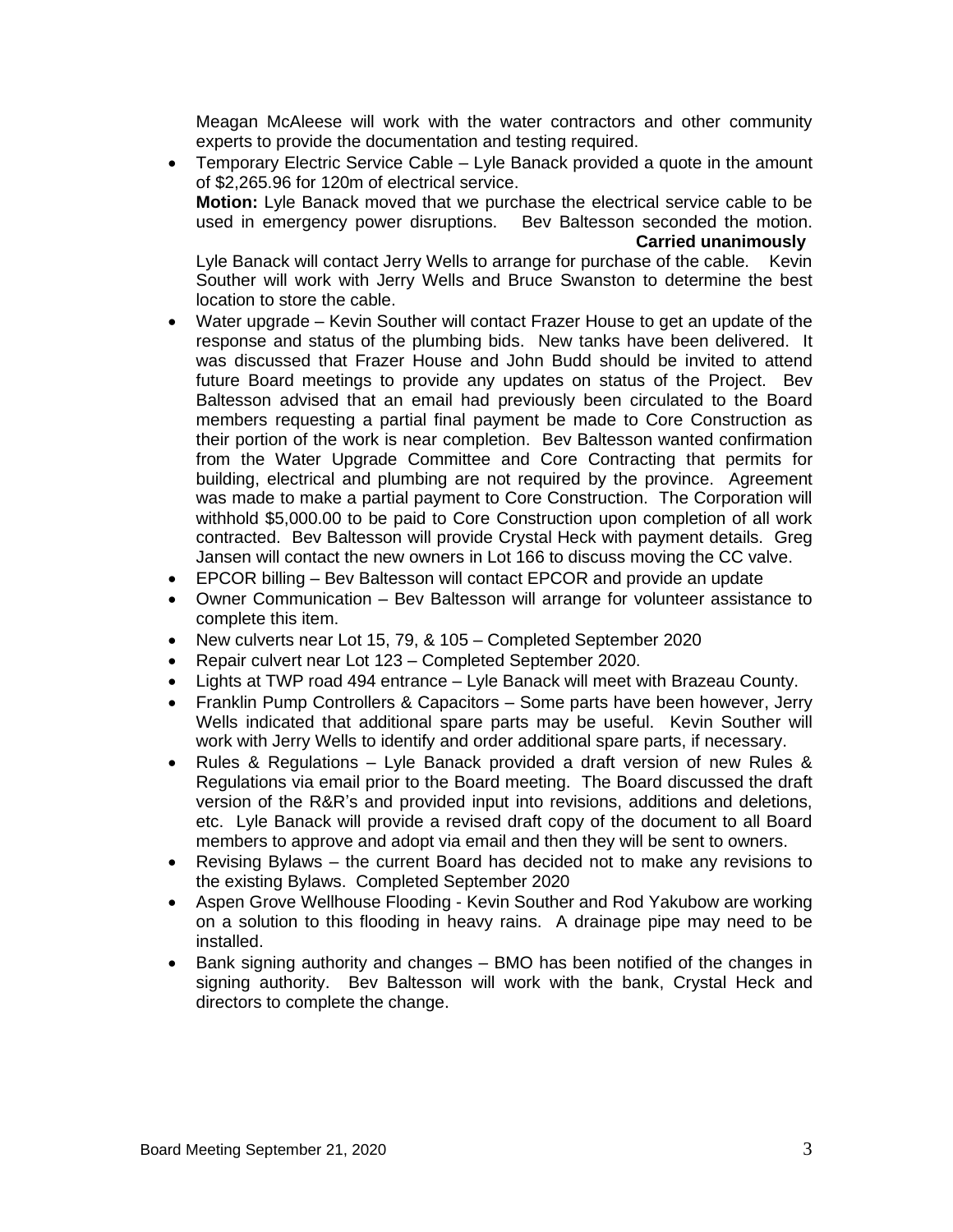Meagan McAleese will work with the water contractors and other community experts to provide the documentation and testing required.

- Temporary Electric Service Cable – Lyle Banack provided a quote in the amount of $2,265.96 for 120m of electrical service.

  **Motion:** Lyle Banack moved that we purchase the electrical service cable to be used in emergency power disruptions. Bev Baltesson seconded the motion.

  **Carried unanimously**

  Lyle Banack will contact Jerry Wells to arrange for purchase of the cable. Kevin Souther will work with Jerry Wells and Bruce Swanston to determine the best location to store the cable.
- Water upgrade – Kevin Souther will contact Frazer House to get an update of the response and status of the plumbing bids. New tanks have been delivered. It was discussed that Frazer House and John Budd should be invited to attend future Board meetings to provide any updates on status of the Project. Bev Baltesson advised that an email had previously been circulated to the Board members requesting a partial final payment be made to Core Construction as their portion of the work is near completion. Bev Baltesson wanted confirmation from the Water Upgrade Committee and Core Contracting that permits for building, electrical and plumbing are not required by the province. Agreement was made to make a partial payment to Core Construction. The Corporation will withhold $5,000.00 to be paid to Core Construction upon completion of all work contracted. Bev Baltesson will provide Crystal Heck with payment details. Greg Jansen will contact the new owners in Lot 166 to discuss moving the CC valve.
- EPCOR billing – Bev Baltesson will contact EPCOR and provide an update
- Owner Communication – Bev Baltesson will arrange for volunteer assistance to complete this item.
- New culverts near Lot 15, 79, & 105 – Completed September 2020
- Repair culvert near Lot 123 – Completed September 2020.
- Lights at TWP road 494 entrance – Lyle Banack will meet with Brazeau County.
- Franklin Pump Controllers & Capacitors – Some parts have been however, Jerry Wells indicated that additional spare parts may be useful. Kevin Souther will work with Jerry Wells to identify and order additional spare parts, if necessary.
- Rules & Regulations – Lyle Banack provided a draft version of new Rules & Regulations via email prior to the Board meeting. The Board discussed the draft version of the R&R's and provided input into revisions, additions and deletions, etc. Lyle Banack will provide a revised draft copy of the document to all Board members to approve and adopt via email and then they will be sent to owners.
- Revising Bylaws – the current Board has decided not to make any revisions to the existing Bylaws. Completed September 2020
- Aspen Grove Wellhouse Flooding - Kevin Souther and Rod Yakubow are working on a solution to this flooding in heavy rains. A drainage pipe may need to be installed.
- Bank signing authority and changes – BMO has been notified of the changes in signing authority. Bev Baltesson will work with the bank, Crystal Heck and directors to complete the change.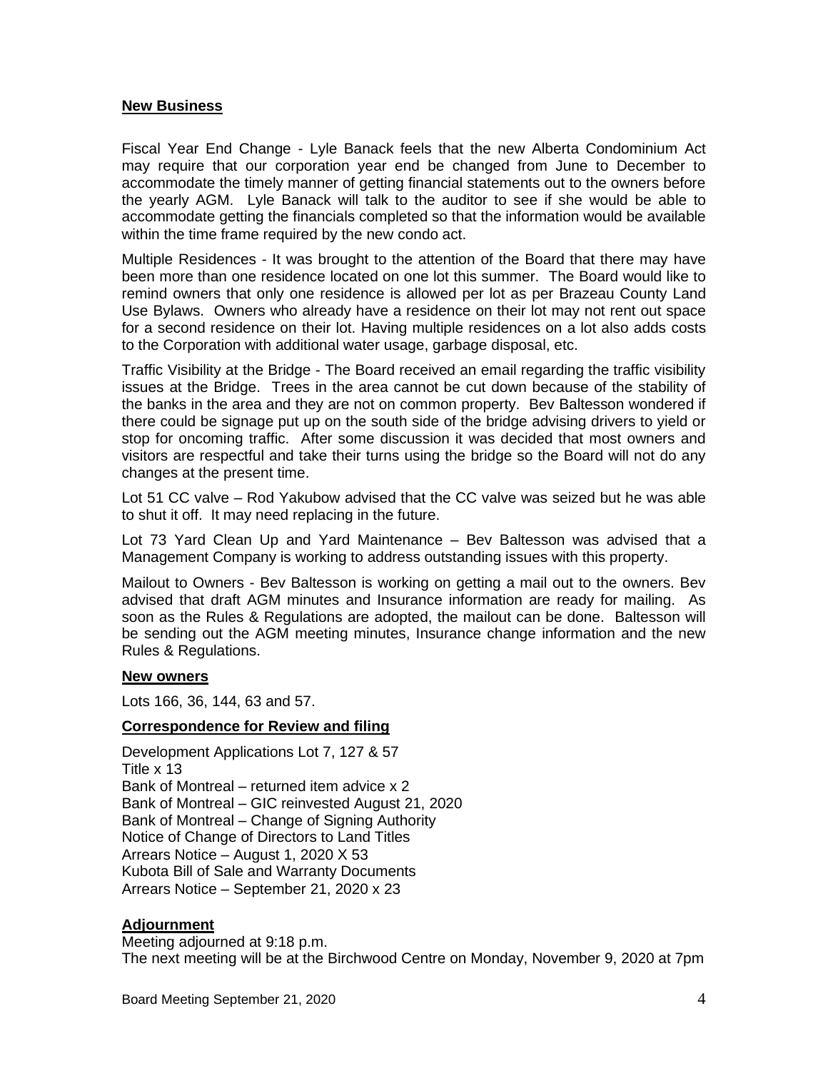**New Business**

Fiscal Year End Change - Lyle Banack feels that the new Alberta Condominium Act may require that our corporation year end be changed from June to December to accommodate the timely manner of getting financial statements out to the owners before the yearly AGM. Lyle Banack will talk to the auditor to see if she would be able to accommodate getting the financials completed so that the information would be available within the time frame required by the new condo act.

Multiple Residences - It was brought to the attention of the Board that there may have been more than one residence located on one lot this summer. The Board would like to remind owners that only one residence is allowed per lot as per Brazeau County Land Use Bylaws. Owners who already have a residence on their lot may not rent out space for a second residence on their lot. Having multiple residences on a lot also adds costs to the Corporation with additional water usage, garbage disposal, etc.

Traffic Visibility at the Bridge - The Board received an email regarding the traffic visibility issues at the Bridge. Trees in the area cannot be cut down because of the stability of the banks in the area and they are not on common property. Bev Baltesson wondered if there could be signage put up on the south side of the bridge advising drivers to yield or stop for oncoming traffic. After some discussion it was decided that most owners and visitors are respectful and take their turns using the bridge so the Board will not do any changes at the present time.

Lot 51 CC valve – Rod Yakubow advised that the CC valve was seized but he was able to shut it off. It may need replacing in the future.

Lot 73 Yard Clean Up and Yard Maintenance – Bev Baltesson was advised that a Management Company is working to address outstanding issues with this property.

Mailout to Owners - Bev Baltesson is working on getting a mail out to the owners. Bev advised that draft AGM minutes and Insurance information are ready for mailing. As soon as the Rules & Regulations are adopted, the mailout can be done. Baltesson will be sending out the AGM meeting minutes, Insurance change information and the new Rules & Regulations.

**New owners**

Lots 166, 36, 144, 63 and 57.

**Correspondence for Review and filing**

Development Applications Lot 7, 127 & 57
Title x 13
Bank of Montreal – returned item advice x 2
Bank of Montreal – GIC reinvested August 21, 2020
Bank of Montreal – Change of Signing Authority
Notice of Change of Directors to Land Titles
Arrears Notice – August 1, 2020 X 53
Kubota Bill of Sale and Warranty Documents
Arrears Notice – September 21, 2020 x 23

**Adjournment**

Meeting adjourned at 9:18 p.m.
The next meeting will be at the Birchwood Centre on Monday, November 9, 2020 at 7pm